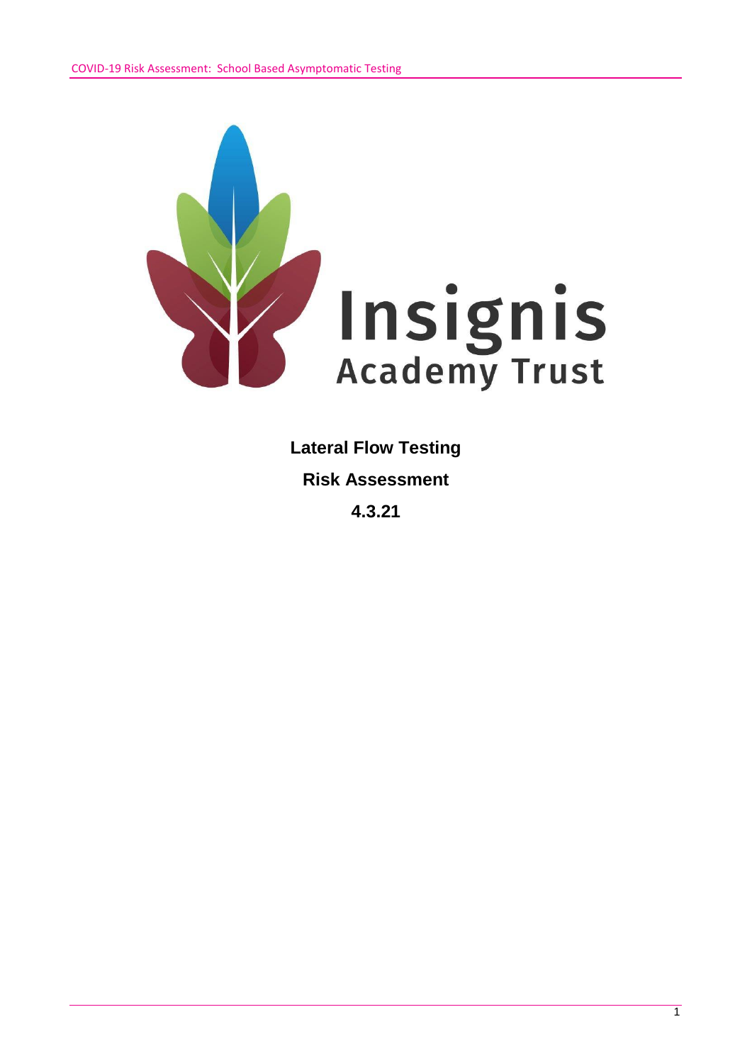Insignis Academy Trust

**Lateral Flow Testing**

**Risk Assessment**

**4.3.21**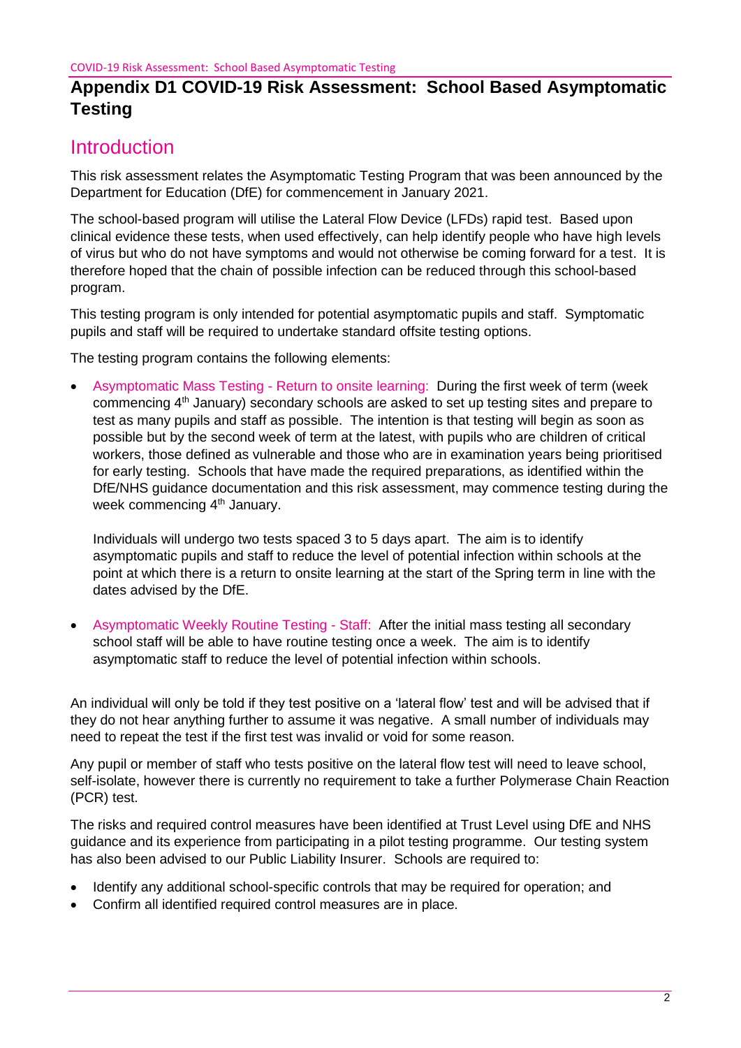# Appendix D1 COVID-19 Risk Assessment: School Based Asymptomatic Testing

## Introduction

This risk assessment relates the Asymptomatic Testing Program that was been announced by the Department for Education (DfE) for commencement in January 2021.

The school-based program will utilise the Lateral Flow Device (LFDs) rapid test. Based upon clinical evidence these tests, when used effectively, can help identify people who have high levels of virus but who do not have symptoms and would not otherwise be coming forward for a test. It is therefore hoped that the chain of possible infection can be reduced through this school-based program.

This testing program is only intended for potential asymptomatic pupils and staff. Symptomatic pupils and staff will be required to undertake standard offsite testing options.

The testing program contains the following elements:

- Asymptomatic Mass Testing - Return to onsite learning: During the first week of term (week commencing 4th January) secondary schools are asked to set up testing sites and prepare to test as many pupils and staff as possible. The intention is that testing will begin as soon as possible but by the second week of term at the latest, with pupils who are children of critical workers, those defined as vulnerable and those who are in examination years being prioritised for early testing. Schools that have made the required preparations, as identified within the DfE/NHS guidance documentation and this risk assessment, may commence testing during the week commencing 4th January.

  Individuals will undergo two tests spaced 3 to 5 days apart. The aim is to identify asymptomatic pupils and staff to reduce the level of potential infection within schools at the point at which there is a return to onsite learning at the start of the Spring term in line with the dates advised by the DfE.

- Asymptomatic Weekly Routine Testing - Staff: After the initial mass testing all secondary school staff will be able to have routine testing once a week. The aim is to identify asymptomatic staff to reduce the level of potential infection within schools.

An individual will only be told if they test positive on a 'lateral flow' test and will be advised that if they do not hear anything further to assume it was negative. A small number of individuals may need to repeat the test if the first test was invalid or void for some reason.

Any pupil or member of staff who tests positive on the lateral flow test will need to leave school, self-isolate, however there is currently no requirement to take a further Polymerase Chain Reaction (PCR) test.

The risks and required control measures have been identified at Trust Level using DfE and NHS guidance and its experience from participating in a pilot testing programme. Our testing system has also been advised to our Public Liability Insurer. Schools are required to:

- Identify any additional school-specific controls that may be required for operation; and
- Confirm all identified required control measures are in place.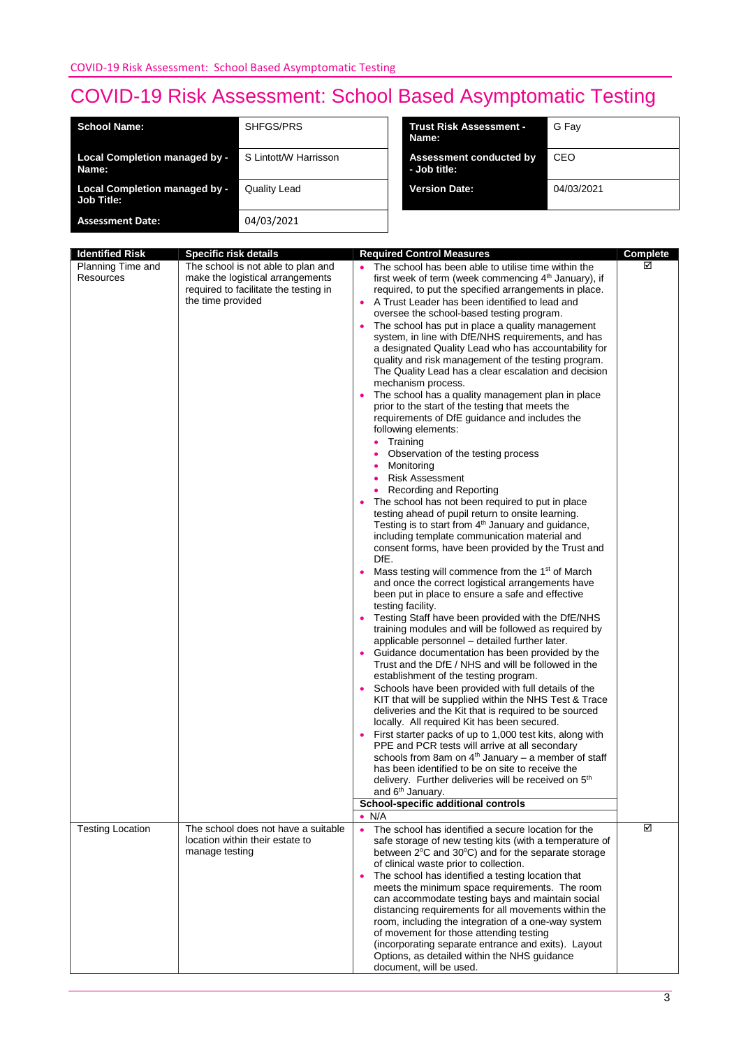# COVID-19 Risk Assessment: School Based Asymptomatic Testing

| School Name: | SHFGS/PRS |
|---|---|
| Local Completion managed by - Name: | S Lintott/W Harrisson |
| Local Completion managed by - Job Title: | Quality Lead |
| Assessment Date: | 04/03/2021 |

| Trust Risk Assessment - Name: | G Fay |
|---|---|
| Assessment conducted by - Job title: | CEO |
| Version Date: | 04/03/2021 |

| Identified Risk | Specific risk details | Required Control Measures | Complete |
|---|---|---|---|
| Planning Time and Resources | The school is not able to plan and make the logistical arrangements required to facilitate the testing in the time provided | • The school has been able to utilise time within the first week of term (week commencing 4th January), if required, to put the specified arrangements in place.<br>• A Trust Leader has been identified to lead and oversee the school-based testing program.<br>• The school has put in place a quality management system, in line with DfE/NHS requirements, and has a designated Quality Lead who has accountability for quality and risk management of the testing program. The Quality Lead has a clear escalation and decision mechanism process.<br>• The school has a quality management plan in place prior to the start of the testing that meets the requirements of DfE guidance and includes the following elements:<br>  • Training<br>  • Observation of the testing process<br>  • Monitoring<br>  • Risk Assessment<br>  • Recording and Reporting<br>• The school has not been required to put in place testing ahead of pupil return to onsite learning. Testing is to start from 4th January and guidance, including template communication material and consent forms, have been provided by the Trust and DfE.<br>• Mass testing will commence from the 1st of March and once the correct logistical arrangements have been put in place to ensure a safe and effective testing facility.<br>• Testing Staff have been provided with the DfE/NHS training modules and will be followed as required by applicable personnel – detailed further later.<br>• Guidance documentation has been provided by the Trust and the DfE / NHS and will be followed in the establishment of the testing program.<br>• Schools have been provided with full details of the KIT that will be supplied within the NHS Test & Trace deliveries and the Kit that is required to be sourced locally. All required Kit has been secured.<br>• First starter packs of up to 1,000 test kits, along with PPE and PCR tests will arrive at all secondary schools from 8am on 4th January – a member of staff has been identified to be on site to receive the delivery. Further deliveries will be received on 5th and 6th January.<br>**School-specific additional controls**<br>• N/A | ☑ |
| Testing Location | The school does not have a suitable location within their estate to manage testing | • The school has identified a secure location for the safe storage of new testing kits (with a temperature of between 2°C and 30°C) and for the separate storage of clinical waste prior to collection.<br>• The school has identified a testing location that meets the minimum space requirements. The room can accommodate testing bays and maintain social distancing requirements for all movements within the room, including the integration of a one-way system of movement for those attending testing (incorporating separate entrance and exits). Layout Options, as detailed within the NHS guidance document, will be used. | ☑ |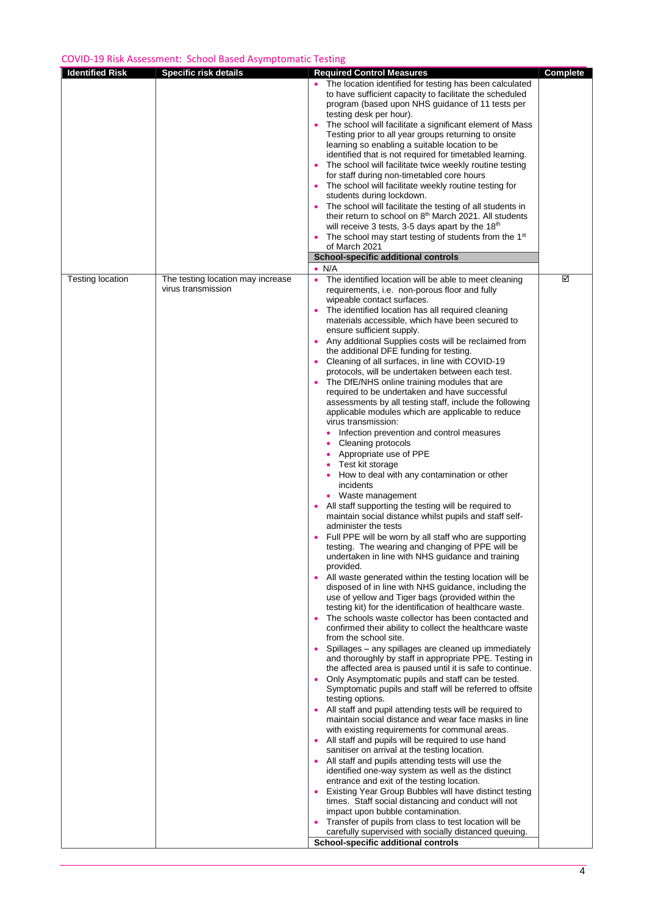COVID-19 Risk Assessment: School Based Asymptomatic Testing

| Identified Risk | Specific risk details | Required Control Measures | Complete |
|---|---|---|---|
| | | • The location identified for testing has been calculated to have sufficient capacity to facilitate the scheduled program (based upon NHS guidance of 11 tests per testing desk per hour).<br>• The school will facilitate a significant element of Mass Testing prior to all year groups returning to onsite learning so enabling a suitable location to be identified that is not required for timetabled learning.<br>• The school will facilitate twice weekly routine testing for staff during non-timetabled core hours<br>• The school will facilitate weekly routine testing for students during lockdown.<br>• The school will facilitate the testing of all students in their return to school on 8th March 2021. All students will receive 3 tests, 3-5 days apart by the 18th<br>• The school may start testing of students from the 1st of March 2021<br>**School-specific additional controls**<br>• N/A | |
| Testing location | The testing location may increase virus transmission | • The identified location will be able to meet cleaning requirements, i.e. non-porous floor and fully wipeable contact surfaces.<br>• The identified location has all required cleaning materials accessible, which have been secured to ensure sufficient supply.<br>• Any additional Supplies costs will be reclaimed from the additional DFE funding for testing.<br>• Cleaning of all surfaces, in line with COVID-19 protocols, will be undertaken between each test.<br>• The DfE/NHS online training modules that are required to be undertaken and have successful assessments by all testing staff, include the following applicable modules which are applicable to reduce virus transmission:<br>  ◦ Infection prevention and control measures<br>  ◦ Cleaning protocols<br>  ◦ Appropriate use of PPE<br>  ◦ Test kit storage<br>  ◦ How to deal with any contamination or other incidents<br>  ◦ Waste management<br>• All staff supporting the testing will be required to maintain social distance whilst pupils and staff self-administer the tests<br>• Full PPE will be worn by all staff who are supporting testing. The wearing and changing of PPE will be undertaken in line with NHS guidance and training provided.<br>• All waste generated within the testing location will be disposed of in line with NHS guidance, including the use of yellow and Tiger bags (provided within the testing kit) for the identification of healthcare waste.<br>• The schools waste collector has been contacted and confirmed their ability to collect the healthcare waste from the school site.<br>• Spillages – any spillages are cleaned up immediately and thoroughly by staff in appropriate PPE. Testing in the affected area is paused until it is safe to continue.<br>• Only Asymptomatic pupils and staff can be tested. Symptomatic pupils and staff will be referred to offsite testing options.<br>• All staff and pupil attending tests will be required to maintain social distance and wear face masks in line with existing requirements for communal areas.<br>• All staff and pupils will be required to use hand sanitiser on arrival at the testing location.<br>• All staff and pupils attending tests will use the identified one-way system as well as the distinct entrance and exit of the testing location.<br>• Existing Year Group Bubbles will have distinct testing times. Staff social distancing and conduct will not impact upon bubble contamination.<br>• Transfer of pupils from class to test location will be carefully supervised with socially distanced queuing.<br>**School-specific additional controls** | ☑ |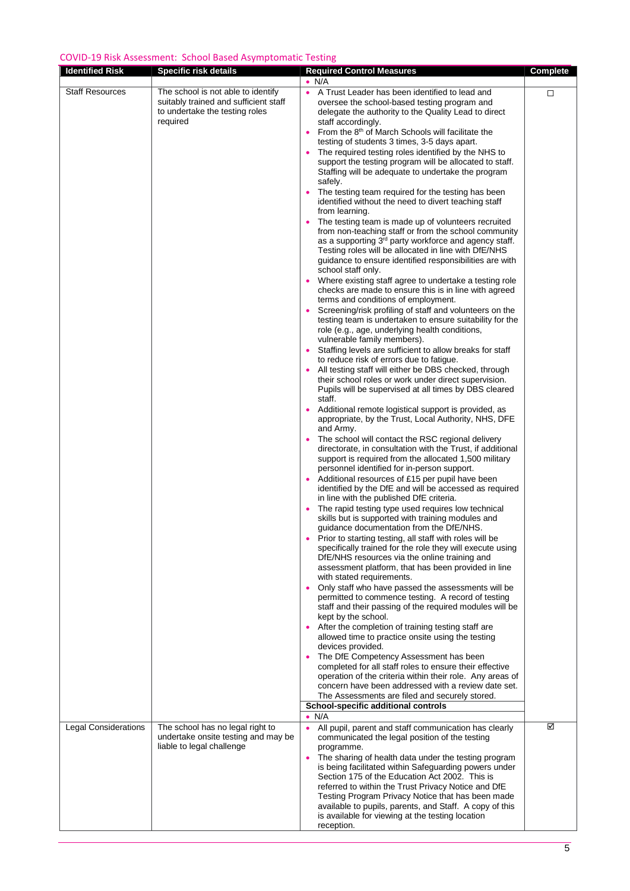## COVID-19 Risk Assessment: School Based Asymptomatic Testing

| Identified Risk | Specific risk details | Required Control Measures | Complete |
|---|---|---|---|
| | | • N/A | |
| Staff Resources | The school is not able to identify suitably trained and sufficient staff to undertake the testing roles required | • A Trust Leader has been identified to lead and oversee the school-based testing program and delegate the authority to the Quality Lead to direct staff accordingly.<br>• From the 8th of March Schools will facilitate the testing of students 3 times, 3-5 days apart.<br>• The required testing roles identified by the NHS to support the testing program will be allocated to staff. Staffing will be adequate to undertake the program safely.<br>• The testing team required for the testing has been identified without the need to divert teaching staff from learning.<br>• The testing team is made up of volunteers recruited from non-teaching staff or from the school community as a supporting 3rd party workforce and agency staff. Testing roles will be allocated in line with DfE/NHS guidance to ensure identified responsibilities are with school staff only.<br>• Where existing staff agree to undertake a testing role checks are made to ensure this is in line with agreed terms and conditions of employment.<br>• Screening/risk profiling of staff and volunteers on the testing team is undertaken to ensure suitability for the role (e.g., age, underlying health conditions, vulnerable family members).<br>• Staffing levels are sufficient to allow breaks for staff to reduce risk of errors due to fatigue.<br>• All testing staff will either be DBS checked, through their school roles or work under direct supervision. Pupils will be supervised at all times by DBS cleared staff.<br>• Additional remote logistical support is provided, as appropriate, by the Trust, Local Authority, NHS, DFE and Army.<br>• The school will contact the RSC regional delivery directorate, in consultation with the Trust, if additional support is required from the allocated 1,500 military personnel identified for in-person support.<br>• Additional resources of £15 per pupil have been identified by the DfE and will be accessed as required in line with the published DfE criteria.<br>• The rapid testing type used requires low technical skills but is supported with training modules and guidance documentation from the DfE/NHS.<br>• Prior to starting testing, all staff with roles will be specifically trained for the role they will execute using DfE/NHS resources via the online training and assessment platform, that has been provided in line with stated requirements.<br>• Only staff who have passed the assessments will be permitted to commence testing. A record of testing staff and their passing of the required modules will be kept by the school.<br>• After the completion of training testing staff are allowed time to practice onsite using the testing devices provided.<br>• The DfE Competency Assessment has been completed for all staff roles to ensure their effective operation of the criteria within their role. Any areas of concern have been addressed with a review date set. The Assessments are filed and securely stored.<br>**School-specific additional controls**<br>• N/A | ☐ |
| Legal Considerations | The school has no legal right to undertake onsite testing and may be liable to legal challenge | • All pupil, parent and staff communication has clearly communicated the legal position of the testing programme.<br>• The sharing of health data under the testing program is being facilitated within Safeguarding powers under Section 175 of the Education Act 2002. This is referred to within the Trust Privacy Notice and DfE Testing Program Privacy Notice that has been made available to pupils, parents, and Staff. A copy of this is available for viewing at the testing location reception. | ☑ |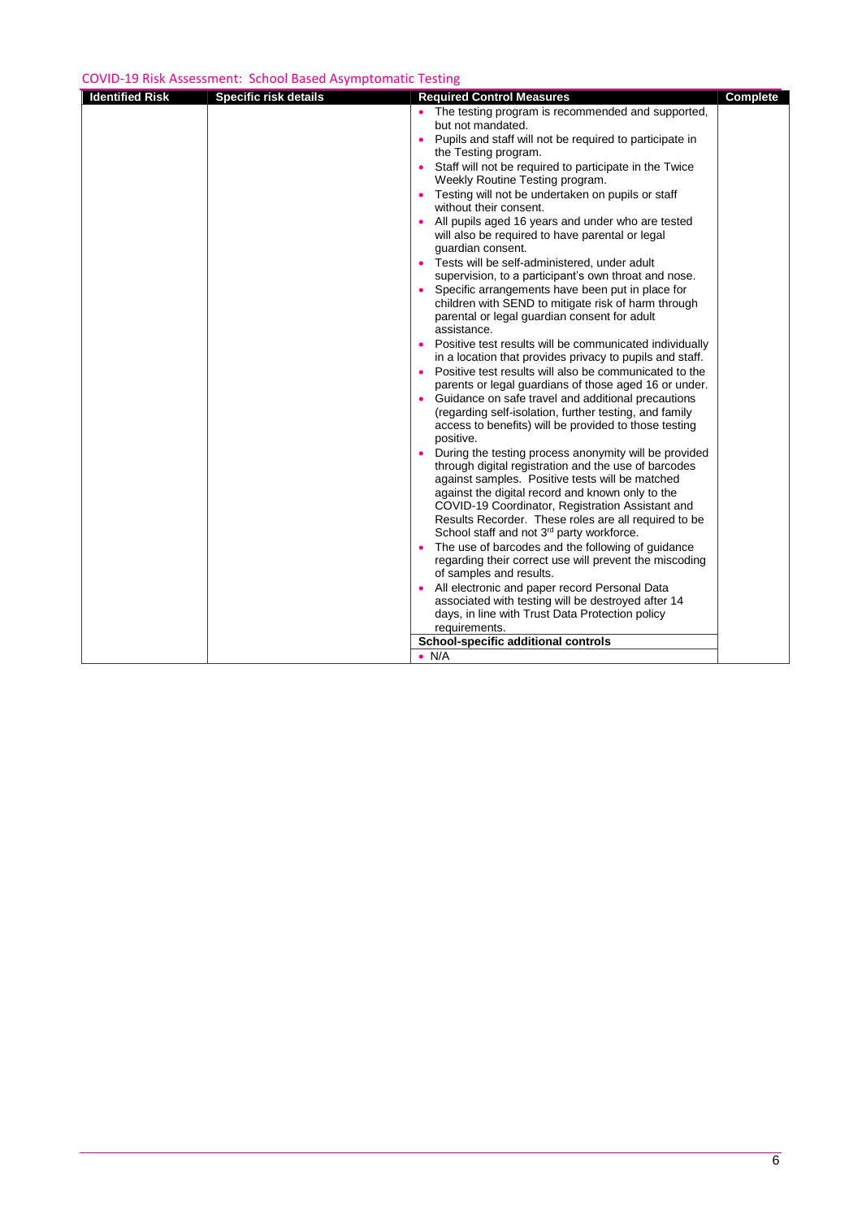COVID-19 Risk Assessment: School Based Asymptomatic Testing

| Identified Risk | Specific risk details | Required Control Measures | Complete |
|---|---|---|---|
| | | • The testing program is recommended and supported, but not mandated.<br>• Pupils and staff will not be required to participate in the Testing program.<br>• Staff will not be required to participate in the Twice Weekly Routine Testing program.<br>• Testing will not be undertaken on pupils or staff without their consent.<br>• All pupils aged 16 years and under who are tested will also be required to have parental or legal guardian consent.<br>• Tests will be self-administered, under adult supervision, to a participant's own throat and nose.<br>• Specific arrangements have been put in place for children with SEND to mitigate risk of harm through parental or legal guardian consent for adult assistance.<br>• Positive test results will be communicated individually in a location that provides privacy to pupils and staff.<br>• Positive test results will also be communicated to the parents or legal guardians of those aged 16 or under.<br>• Guidance on safe travel and additional precautions (regarding self-isolation, further testing, and family access to benefits) will be provided to those testing positive.<br>• During the testing process anonymity will be provided through digital registration and the use of barcodes against samples. Positive tests will be matched against the digital record and known only to the COVID-19 Coordinator, Registration Assistant and Results Recorder. These roles are all required to be School staff and not 3rd party workforce.<br>• The use of barcodes and the following of guidance regarding their correct use will prevent the miscoding of samples and results.<br>• All electronic and paper record Personal Data associated with testing will be destroyed after 14 days, in line with Trust Data Protection policy requirements. | |
| | | **School-specific additional controls** | |
| | | • N/A | |